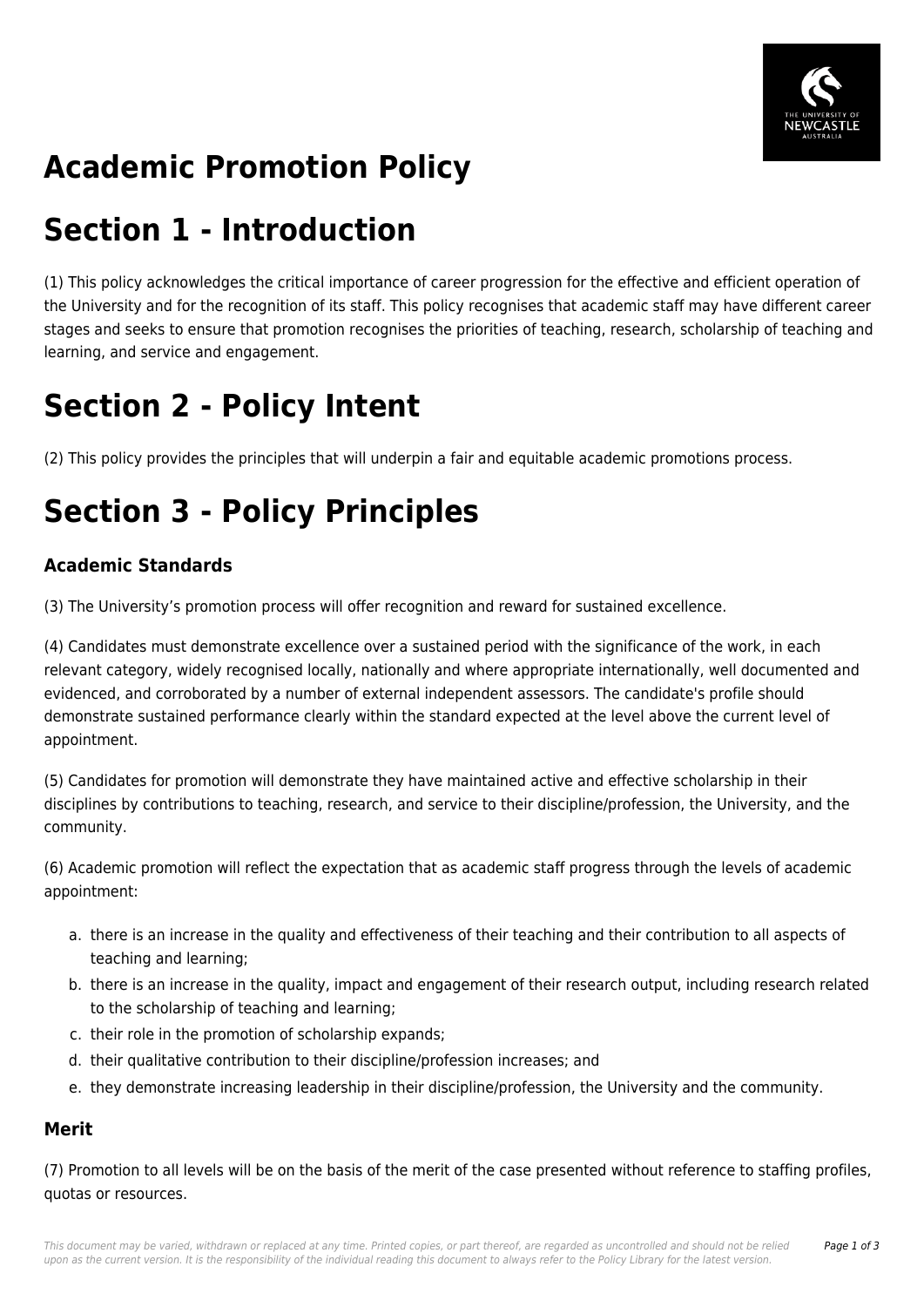# Academic Promotion Policy

# Section 1 - Introduction

(1) This policy acknowledges the critical importance of career progression for the effective and efficient operation of the University and for the recognition of its staff. This policy recognises that academic staff may have different career stages and seeks to ensure that promotion recognises the priorities of teaching, research, scholarship of teaching and learning, and service and engagement.

# Section 2 - Policy Intent

(2) This policy provides the principles that will underpin a fair and equitable academic promotions process.

# Section 3 - Policy Principles

### Academic Standards

(3) The University's promotion process will offer recognition and reward for sustained excellence.

(4) Candidates must demonstrate excellence over a sustained period with the significance of the work, in each relevant category, widely recognised locally, nationally and where appropriate internationally, well documented and evidenced, and corroborated by a number of external independent assessors. The candidate's profile should demonstrate sustained performance clearly within the standard expected at the level above the current level of appointment.

(5) Candidates for promotion will demonstrate they have maintained active and effective scholarship in their disciplines by contributions to teaching, research, and service to their discipline/profession, the University, and the community.

(6) Academic promotion will reflect the expectation that as academic staff progress through the levels of academic appointment:

a. there is an increase in the quality and effectiveness of their teaching and their contribution to all aspects of teaching and learning;
b. there is an increase in the quality, impact and engagement of their research output, including research related to the scholarship of teaching and learning;
c. their role in the promotion of scholarship expands;
d. their qualitative contribution to their discipline/profession increases; and
e. they demonstrate increasing leadership in their discipline/profession, the University and the community.

### Merit

(7) Promotion to all levels will be on the basis of the merit of the case presented without reference to staffing profiles, quotas or resources.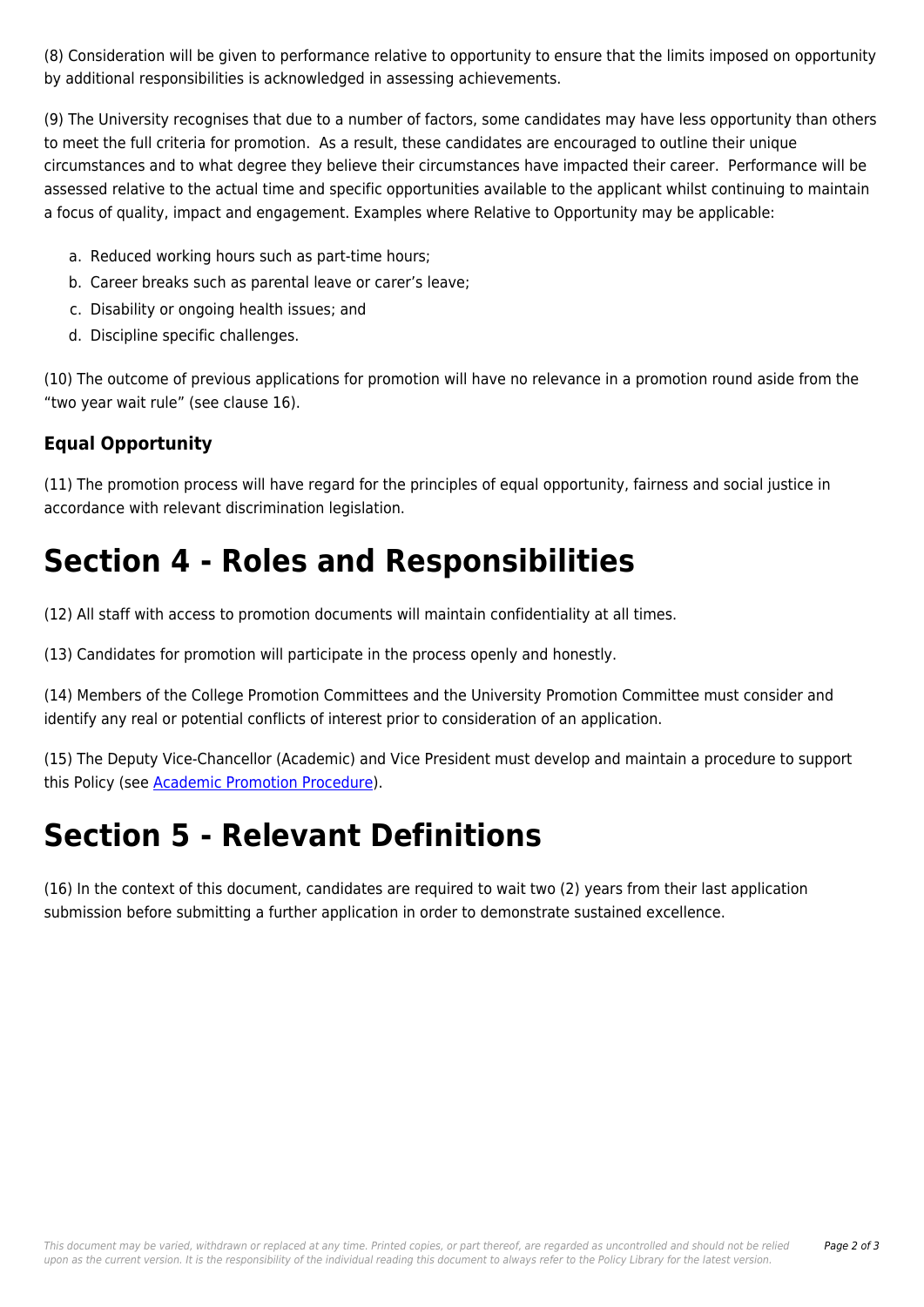(8) Consideration will be given to performance relative to opportunity to ensure that the limits imposed on opportunity by additional responsibilities is acknowledged in assessing achievements.

(9) The University recognises that due to a number of factors, some candidates may have less opportunity than others to meet the full criteria for promotion.  As a result, these candidates are encouraged to outline their unique circumstances and to what degree they believe their circumstances have impacted their career.  Performance will be assessed relative to the actual time and specific opportunities available to the applicant whilst continuing to maintain a focus of quality, impact and engagement. Examples where Relative to Opportunity may be applicable:

a. Reduced working hours such as part-time hours;
b. Career breaks such as parental leave or carer's leave;
c. Disability or ongoing health issues; and
d. Discipline specific challenges.

(10) The outcome of previous applications for promotion will have no relevance in a promotion round aside from the "two year wait rule" (see clause 16).

### Equal Opportunity

(11) The promotion process will have regard for the principles of equal opportunity, fairness and social justice in accordance with relevant discrimination legislation.

# Section 4 - Roles and Responsibilities

(12) All staff with access to promotion documents will maintain confidentiality at all times.

(13) Candidates for promotion will participate in the process openly and honestly.

(14) Members of the College Promotion Committees and the University Promotion Committee must consider and identify any real or potential conflicts of interest prior to consideration of an application.

(15) The Deputy Vice-Chancellor (Academic) and Vice President must develop and maintain a procedure to support this Policy (see Academic Promotion Procedure).

# Section 5 - Relevant Definitions

(16) In the context of this document, candidates are required to wait two (2) years from their last application submission before submitting a further application in order to demonstrate sustained excellence.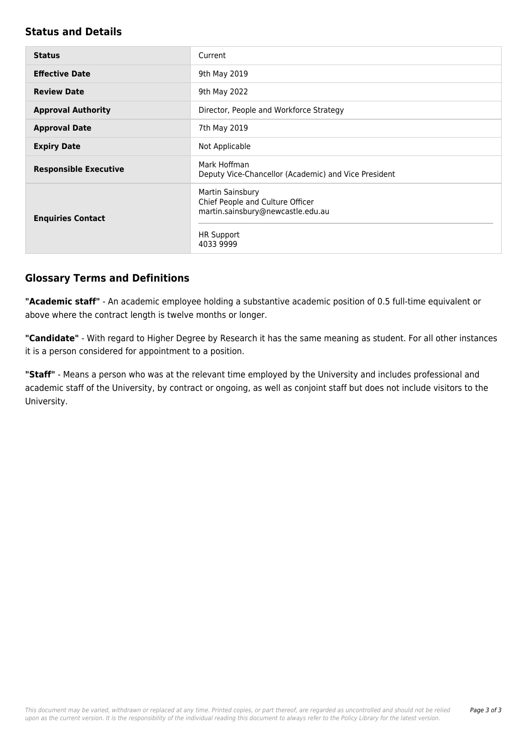## Status and Details

| | |
|---|---|
| **Status** | Current |
| **Effective Date** | 9th May 2019 |
| **Review Date** | 9th May 2022 |
| **Approval Authority** | Director, People and Workforce Strategy |
| **Approval Date** | 7th May 2019 |
| **Expiry Date** | Not Applicable |
| **Responsible Executive** | Mark Hoffman<br>Deputy Vice-Chancellor (Academic) and Vice President |
| **Enquiries Contact** | Martin Sainsbury<br>Chief People and Culture Officer<br>martin.sainsbury@newcastle.edu.au<br><br>HR Support<br>4033 9999 |

## Glossary Terms and Definitions

**"Academic staff"** - An academic employee holding a substantive academic position of 0.5 full-time equivalent or above where the contract length is twelve months or longer.

**"Candidate"** - With regard to Higher Degree by Research it has the same meaning as student. For all other instances it is a person considered for appointment to a position.

**"Staff"** - Means a person who was at the relevant time employed by the University and includes professional and academic staff of the University, by contract or ongoing, as well as conjoint staff but does not include visitors to the University.

*This document may be varied, withdrawn or replaced at any time. Printed copies, or part thereof, are regarded as uncontrolled and should not be relied upon as the current version. It is the responsibility of the individual reading this document to always refer to the Policy Library for the latest version.*